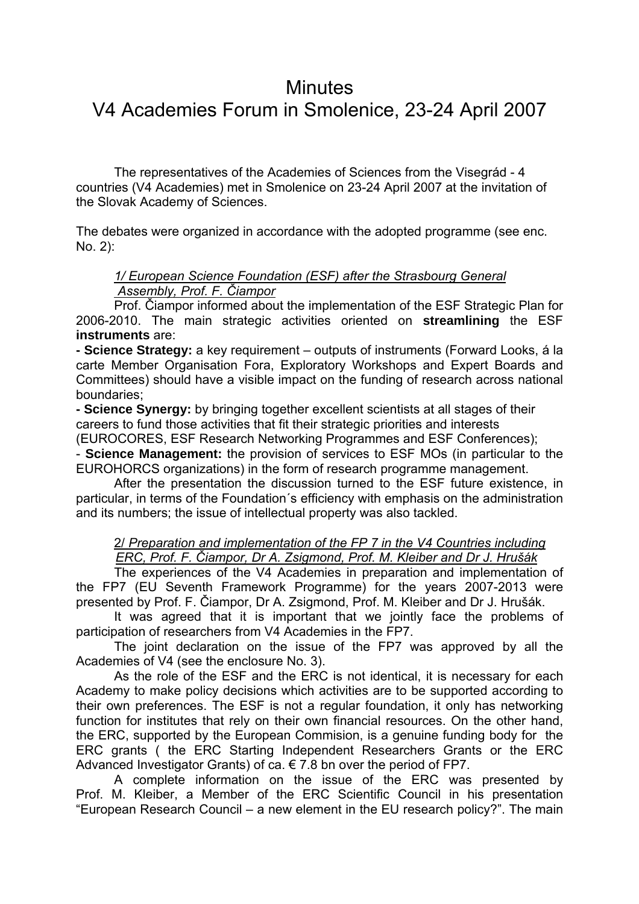# Minutes

# V4 Academies Forum in Smolenice, 23-24 April 2007

The representatives of the Academies of Sciences from the Visegrád - 4 countries (V4 Academies) met in Smolenice on 23-24 April 2007 at the invitation of the Slovak Academy of Sciences.

The debates were organized in accordance with the adopted programme (see enc. No. 2):

*1/ European Science Foundation (ESF) after the Strasbourg General Assembly, Prof. F. Čiampor*

Prof. Čiampor informed about the implementation of the ESF Strategic Plan for 2006-2010. The main strategic activities oriented on **streamlining** the ESF **instruments** are:

**- Science Strategy:** a key requirement – outputs of instruments (Forward Looks, á la carte Member Organisation Fora, Exploratory Workshops and Expert Boards and Committees) should have a visible impact on the funding of research across national boundaries;

**- Science Synergy:** by bringing together excellent scientists at all stages of their careers to fund those activities that fit their strategic priorities and interests (EUROCORES, ESF Research Networking Programmes and ESF Conferences);

- **Science Management:** the provision of services to ESF MOs (in particular to the EUROHORCS organizations) in the form of research programme management.

After the presentation the discussion turned to the ESF future existence, in particular, in terms of the Foundation´s efficiency with emphasis on the administration and its numbers; the issue of intellectual property was also tackled.

*2/ Preparation and implementation of the FP 7 in the V4 Countries including ERC, Prof. F. Čiampor, Dr A. Zsigmond, Prof. M. Kleiber and Dr J. Hrušák*

The experiences of the V4 Academies in preparation and implementation of the FP7 (EU Seventh Framework Programme) for the years 2007-2013 were presented by Prof. F. Čiampor, Dr A. Zsigmond, Prof. M. Kleiber and Dr J. Hrušák.

It was agreed that it is important that we jointly face the problems of participation of researchers from V4 Academies in the FP7.

The joint declaration on the issue of the FP7 was approved by all the Academies of V4 (see the enclosure No. 3).

As the role of the ESF and the ERC is not identical, it is necessary for each Academy to make policy decisions which activities are to be supported according to their own preferences. The ESF is not a regular foundation, it only has networking function for institutes that rely on their own financial resources. On the other hand, the ERC, supported by the European Commision, is a genuine funding body for the ERC grants ( the ERC Starting Independent Researchers Grants or the ERC Advanced Investigator Grants) of ca. € 7.8 bn over the period of FP7.

A complete information on the issue of the ERC was presented by Prof. M. Kleiber, a Member of the ERC Scientific Council in his presentation "European Research Council – a new element in the EU research policy?". The main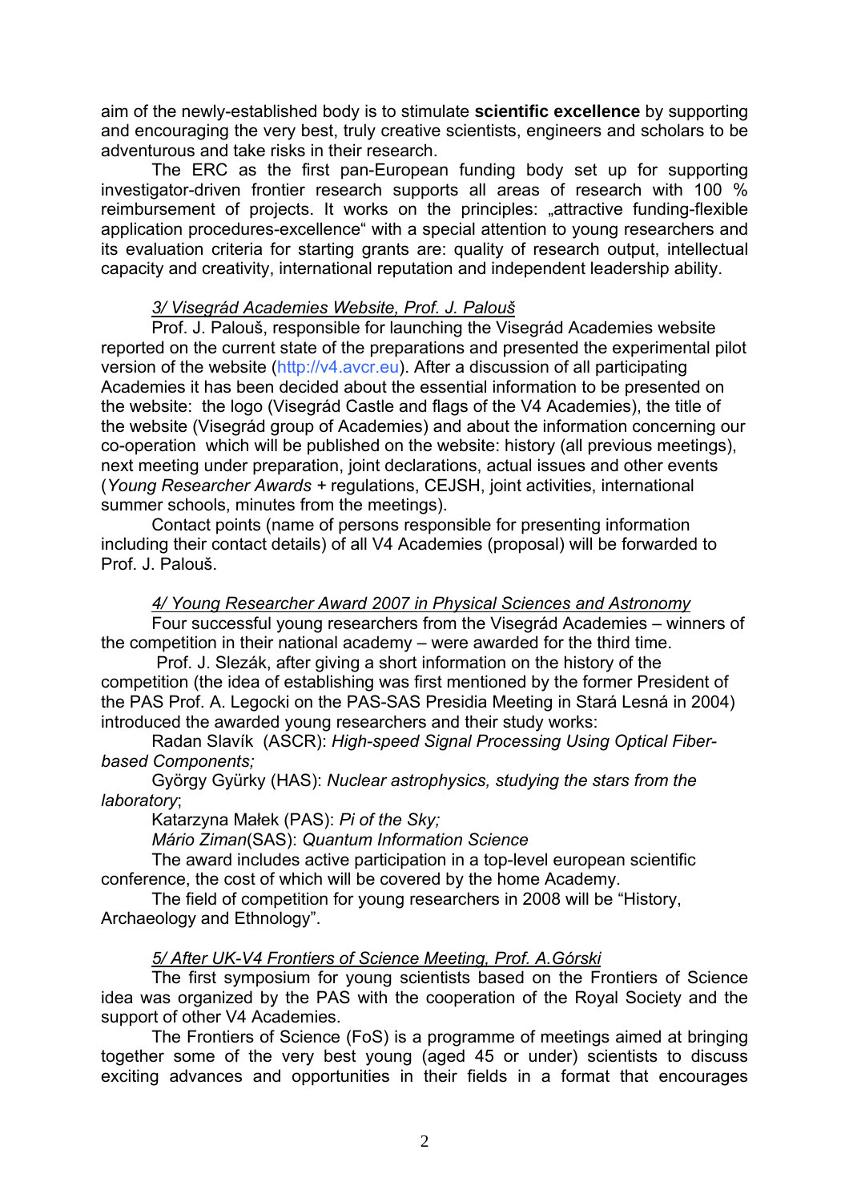aim of the newly-established body is to stimulate **scientific excellence** by supporting and encouraging the very best, truly creative scientists, engineers and scholars to be adventurous and take risks in their research.

The ERC as the first pan-European funding body set up for supporting investigator-driven frontier research supports all areas of research with 100 % reimbursement of projects. It works on the principles: „attractive funding-flexible application procedures-excellence" with a special attention to young researchers and its evaluation criteria for starting grants are: quality of research output, intellectual capacity and creativity, international reputation and independent leadership ability.

*3/ Visegrád Academies Website, Prof. J. Palouš*

Prof. J. Palouš, responsible for launching the Visegrád Academies website reported on the current state of the preparations and presented the experimental pilot version of the website (http://v4.avcr.eu). After a discussion of all participating Academies it has been decided about the essential information to be presented on the website: the logo (Visegrád Castle and flags of the V4 Academies), the title of the website (Visegrád group of Academies) and about the information concerning our co-operation which will be published on the website: history (all previous meetings), next meeting under preparation, joint declarations, actual issues and other events (*Young Researcher Awards* + regulations, CEJSH, joint activities, international summer schools, minutes from the meetings).

Contact points (name of persons responsible for presenting information including their contact details) of all V4 Academies (proposal) will be forwarded to Prof. J. Palouš.

*4/ Young Researcher Award 2007 in Physical Sciences and Astronomy*

Four successful young researchers from the Visegrád Academies – winners of the competition in their national academy – were awarded for the third time.

Prof. J. Slezák, after giving a short information on the history of the competition (the idea of establishing was first mentioned by the former President of the PAS Prof. A. Legocki on the PAS-SAS Presidia Meeting in Stará Lesná in 2004) introduced the awarded young researchers and their study works:

Radan Slavík (ASCR): *High-speed Signal Processing Using Optical Fiber-based Components;*

György Gyürky (HAS): *Nuclear astrophysics, studying the stars from the laboratory*;

Katarzyna Małek (PAS): *Pi of the Sky;*

*Mário Ziman*(SAS): *Quantum Information Science*

The award includes active participation in a top-level european scientific conference, the cost of which will be covered by the home Academy.

The field of competition for young researchers in 2008 will be "History, Archaeology and Ethnology".

*5/ After UK-V4 Frontiers of Science Meeting, Prof. A.Górski*

The first symposium for young scientists based on the Frontiers of Science idea was organized by the PAS with the cooperation of the Royal Society and the support of other V4 Academies.

The Frontiers of Science (FoS) is a programme of meetings aimed at bringing together some of the very best young (aged 45 or under) scientists to discuss exciting advances and opportunities in their fields in a format that encourages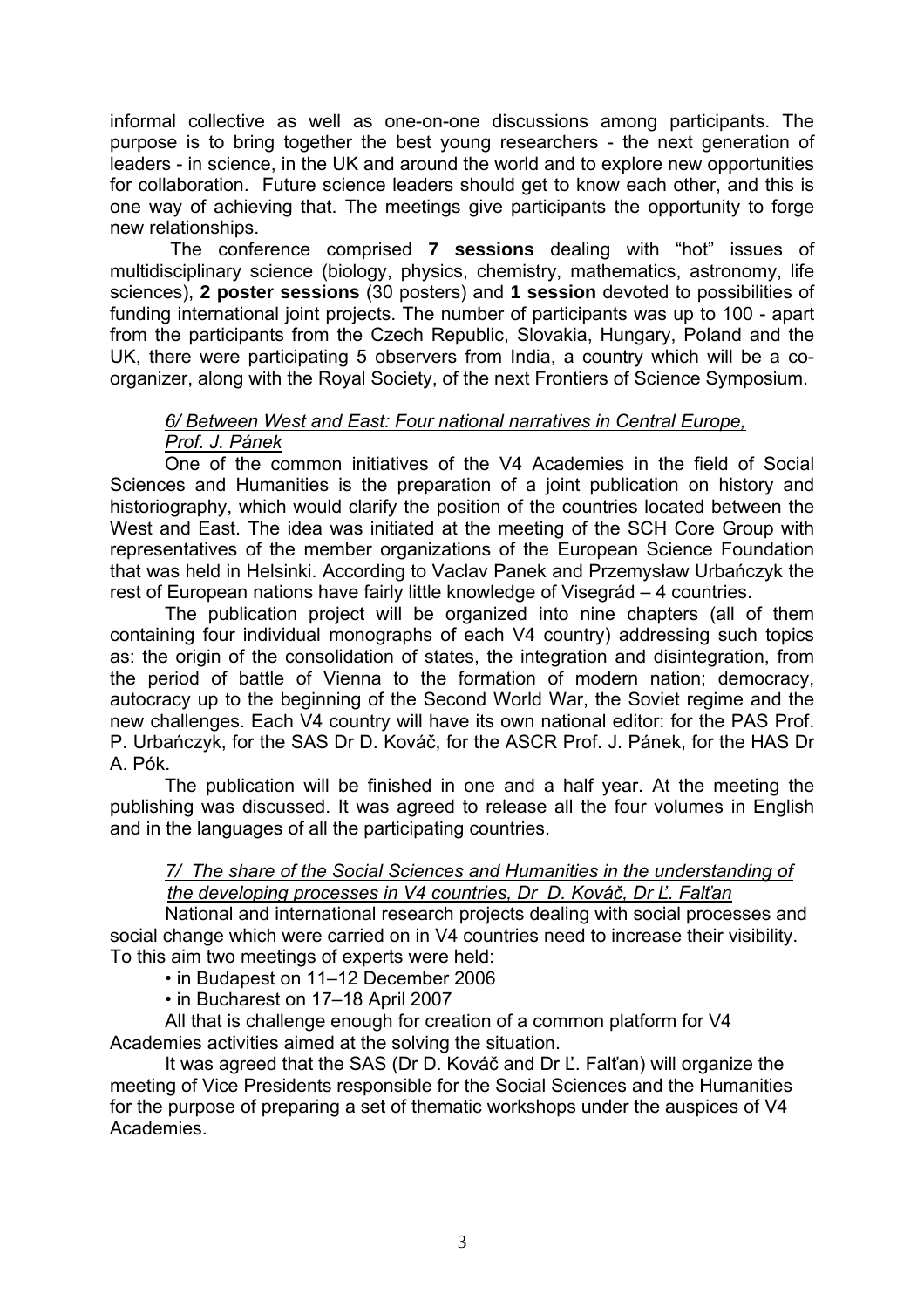informal collective as well as one-on-one discussions among participants. The purpose is to bring together the best young researchers - the next generation of leaders - in science, in the UK and around the world and to explore new opportunities for collaboration. Future science leaders should get to know each other, and this is one way of achieving that. The meetings give participants the opportunity to forge new relationships.

The conference comprised **7 sessions** dealing with "hot" issues of multidisciplinary science (biology, physics, chemistry, mathematics, astronomy, life sciences), **2 poster sessions** (30 posters) and **1 session** devoted to possibilities of funding international joint projects. The number of participants was up to 100 - apart from the participants from the Czech Republic, Slovakia, Hungary, Poland and the UK, there were participating 5 observers from India, a country which will be a co-organizer, along with the Royal Society, of the next Frontiers of Science Symposium.

*6/ Between West and East: Four national narratives in Central Europe, Prof. J. Pánek*

One of the common initiatives of the V4 Academies in the field of Social Sciences and Humanities is the preparation of a joint publication on history and historiography, which would clarify the position of the countries located between the West and East. The idea was initiated at the meeting of the SCH Core Group with representatives of the member organizations of the European Science Foundation that was held in Helsinki. According to Vaclav Panek and Przemysław Urbańczyk the rest of European nations have fairly little knowledge of Visegrád – 4 countries.

The publication project will be organized into nine chapters (all of them containing four individual monographs of each V4 country) addressing such topics as: the origin of the consolidation of states, the integration and disintegration, from the period of battle of Vienna to the formation of modern nation; democracy, autocracy up to the beginning of the Second World War, the Soviet regime and the new challenges. Each V4 country will have its own national editor: for the PAS Prof. P. Urbańczyk, for the SAS Dr D. Kováč, for the ASCR Prof. J. Pánek, for the HAS Dr A. Pók.

The publication will be finished in one and a half year. At the meeting the publishing was discussed. It was agreed to release all the four volumes in English and in the languages of all the participating countries.

*7/ The share of the Social Sciences and Humanities in the understanding of the developing processes in V4 countries, Dr D. Kováč, Dr Ľ. Falťan*

National and international research projects dealing with social processes and social change which were carried on in V4 countries need to increase their visibility. To this aim two meetings of experts were held:

- in Budapest on 11–12 December 2006
- in Bucharest on 17–18 April 2007

All that is challenge enough for creation of a common platform for V4 Academies activities aimed at the solving the situation.

It was agreed that the SAS (Dr D. Kováč and Dr Ľ. Falťan) will organize the meeting of Vice Presidents responsible for the Social Sciences and the Humanities for the purpose of preparing a set of thematic workshops under the auspices of V4 Academies.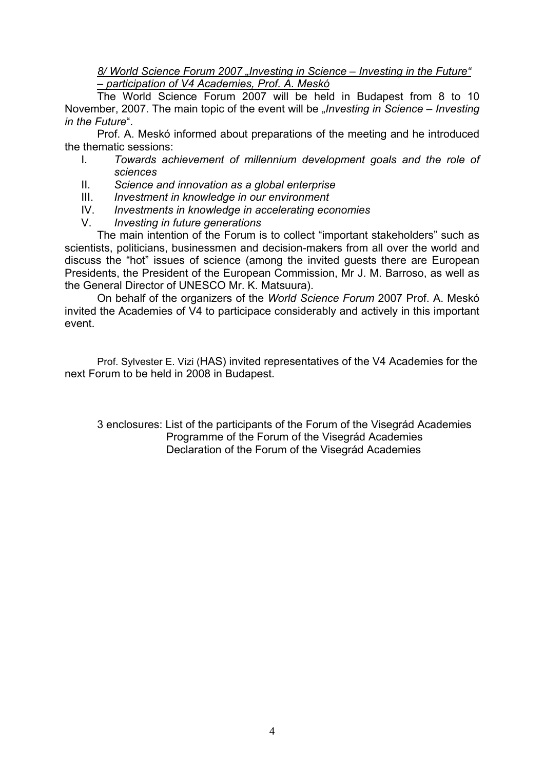*8/ World Science Forum 2007 „Investing in Science – Investing in the Future" – participation of V4 Academies, Prof. A. Meskó*

The World Science Forum 2007 will be held in Budapest from 8 to 10 November, 2007. The main topic of the event will be „*Investing in Science – Investing in the Future*".

Prof. A. Meskó informed about preparations of the meeting and he introduced the thematic sessions:

I. *Towards achievement of millennium development goals and the role of sciences*
II. *Science and innovation as a global enterprise*
III. *Investment in knowledge in our environment*
IV. *Investments in knowledge in accelerating economies*
V. *Investing in future generations*

The main intention of the Forum is to collect "important stakeholders" such as scientists, politicians, businessmen and decision-makers from all over the world and discuss the "hot" issues of science (among the invited guests there are European Presidents, the President of the European Commission, Mr J. M. Barroso, as well as the General Director of UNESCO Mr. K. Matsuura).

On behalf of the organizers of the *World Science Forum* 2007 Prof. A. Meskó invited the Academies of V4 to participace considerably and actively in this important event.

Prof. Sylvester E. Vizi (HAS) invited representatives of the V4 Academies for the next Forum to be held in 2008 in Budapest.

3 enclosures: List of the participants of the Forum of the Visegrád Academies
Programme of the Forum of the Visegrád Academies
Declaration of the Forum of the Visegrád Academies